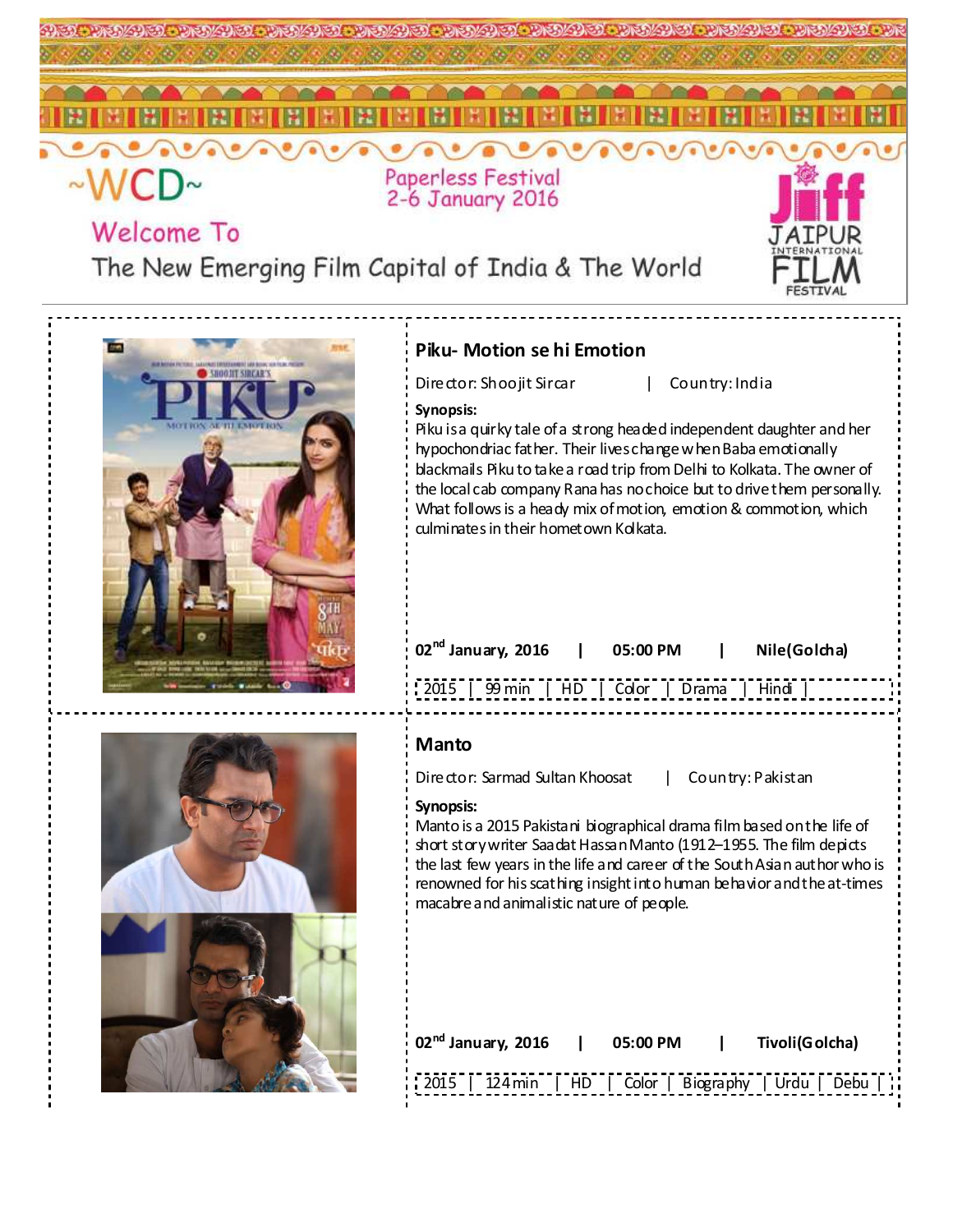~WCD~

Paperless Festival
2-6 January 2016

Welcome To

The New Emerging Film Capital of India & The World

JIFF JAIPUR INTERNATIONAL FILM FESTIVAL

## Piku- Motion se hi Emotion

Director: Shoojit Sircar | Country: India

**Synopsis:**
Piku is a quirky tale of a strong headed independent daughter and her hypochondriac father. Their lives change when Baba emotionally blackmails Piku to take a road trip from Delhi to Kolkata. The owner of the local cab company Rana has no choice but to drive them personally. What follows is a heady mix of motion, emotion & commotion, which culminates in their hometown Kolkata.

**02nd January, 2016 | 05:00 PM | Nile(Golcha)**

2015 | 99 min | HD | Color | Drama | Hindi |

## Manto

Director: Sarmad Sultan Khoosat | Country: Pakistan

**Synopsis:**
Manto is a 2015 Pakistani biographical drama film based on the life of short story writer Saadat Hassan Manto (1912–1955. The film depicts the last few years in the life and career of the South Asian author who is renowned for his scathing insight into human behavior and the at-times macabre and animalistic nature of people.

**02nd January, 2016 | 05:00 PM | Tivoli(Golcha)**

2015 | 124 min | HD | Color | Biography | Urdu | Debu |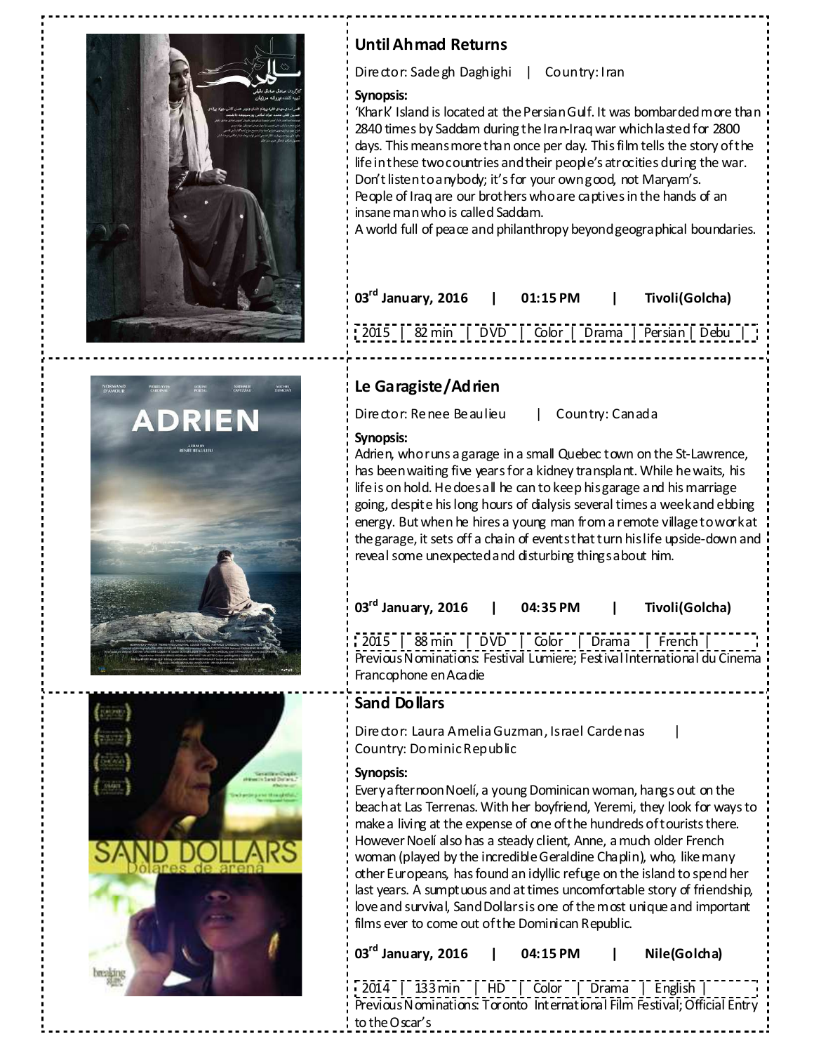## Until Ahmad Returns

Director: Sadegh Daghighi | Country: Iran

**Synopsis:**

'Khark' Island is located at the Persian Gulf. It was bombarded more than 2840 times by Saddam during the Iran-Iraq war which lasted for 2800 days. This means more than once per day. This film tells the story of the life in these two countries and their people's atrocities during the war. Don't listen to anybody; it's for your own good, not Maryam's.
People of Iraq are our brothers who are captives in the hands of an insane man who is called Saddam.
A world full of peace and philanthropy beyond geographical boundaries.

**03rd January, 2016 | 01:15 PM | Tivoli(Golcha)**

2015 | 82 min | DVD | Color | Drama | Persian | Debu |

## Le Garagiste/Adrien

Director: Renee Beaulieu | Country: Canada

**Synopsis:**

Adrien, who runs a garage in a small Quebec town on the St-Lawrence, has been waiting five years for a kidney transplant. While he waits, his life is on hold. He does all he can to keep his garage and his marriage going, despite his long hours of dialysis several times a week and ebbing energy. But when he hires a young man from a remote village to work at the garage, it sets off a chain of events that turn his life upside-down and reveal some unexpected and disturbing things about him.

**03rd January, 2016 | 04:35 PM | Tivoli(Golcha)**

2015 | 88 min | DVD | Color | Drama | French |

Previous Nominations: Festival Lumiere; Festival International du Cinema Francophone en Acadie

## Sand Dollars

Director: Laura Amelia Guzman, Israel Cardenas |
Country: Dominic Republic

**Synopsis:**

Every afternoon Noelí, a young Dominican woman, hangs out on the beach at Las Terrenas. With her boyfriend, Yeremi, they look for ways to make a living at the expense of one of the hundreds of tourists there. However Noelí also has a steady client, Anne, a much older French woman (played by the incredible Geraldine Chaplin), who, like many other Europeans, has found an idyllic refuge on the island to spend her last years. A sumptuous and at times uncomfortable story of friendship, love and survival, Sand Dollars is one of the most unique and important films ever to come out of the Dominican Republic.

**03rd January, 2016 | 04:15 PM | Nile(Golcha)**

2014 | 133 min | HD | Color | Drama | English |

Previous Nominations: Toronto International Film Festival; Official Entry to the Oscar's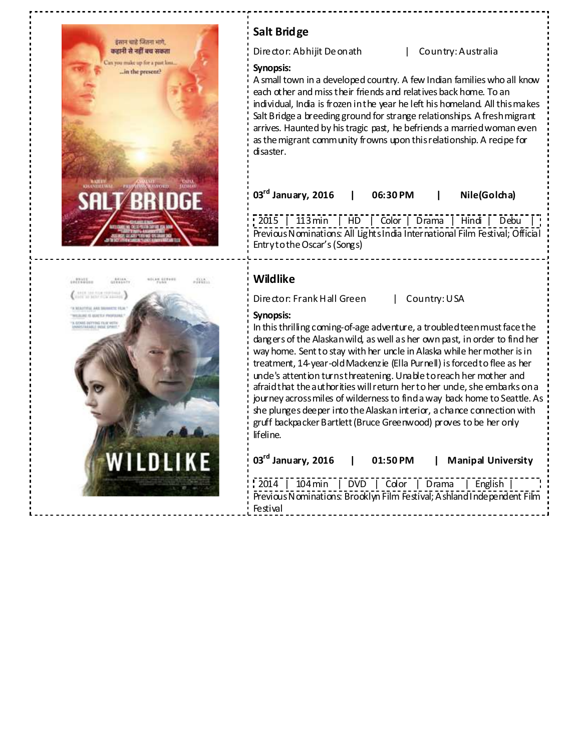## Salt Bridge

Director: Abhijit Deonath | Country: Australia

**Synopsis:**
A small town in a developed country. A few Indian families who all know each other and miss their friends and relatives back home. To an individual, India is frozen in the year he left his homeland. All this makes Salt Bridge a breeding ground for strange relationships. A fresh migrant arrives. Haunted by his tragic past, he befriends a married woman even as the migrant community frowns upon this relationship. A recipe for disaster.

**03rd January, 2016 | 06:30 PM | Nile(Golcha)**

| 2015 | 113 min | HD | Color | Drama | Hindi | Debu | |
|---|---|---|---|---|---|---|---|

Previous Nominations: All Lights India International Film Festival; Official Entry to the Oscar's (Songs)

## Wildlike

Director: Frank Hall Green | Country: USA

**Synopsis:**
In this thrilling coming-of-age adventure, a troubled teen must face the dangers of the Alaskan wild, as well as her own past, in order to find her way home. Sent to stay with her uncle in Alaska while her mother is in treatment, 14-year-old Mackenzie (Ella Purnell) is forced to flee as her uncle's attention turns threatening. Unable to reach her mother and afraid that the authorities will return her to her uncle, she embarks on a journey across miles of wilderness to find a way back home to Seattle. As she plunges deeper into the Alaskan interior, a chance connection with gruff backpacker Bartlett (Bruce Greenwood) proves to be her only lifeline.

**03rd January, 2016 | 01:50 PM | Manipal University**

| 2014 | 104 min | DVD | Color | Drama | English | |
|---|---|---|---|---|---|---|

Previous Nominations: Brooklyn Film Festival; Ashland Independent Film Festival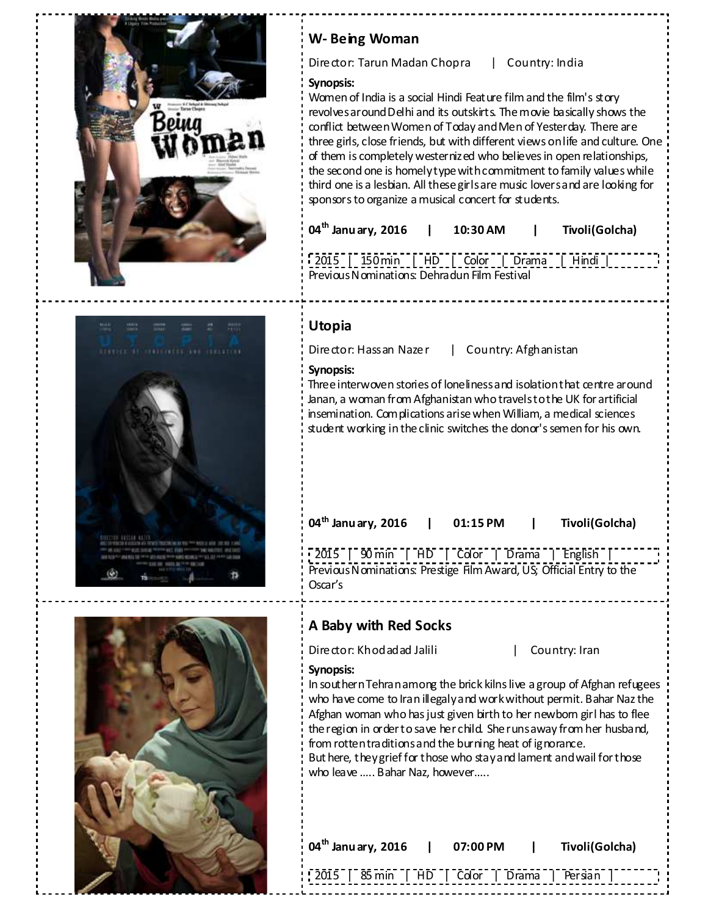## W- Being Woman

Director: Tarun Madan Chopra | Country: India

**Synopsis:**
Women of India is a social Hindi Feature film and the film's story revolves around Delhi and its outskirts. The movie basically shows the conflict between Women of Today and Men of Yesterday. There are three girls, close friends, but with different views on life and culture. One of them is completely westernized who believes in open relationships, the second one is homely type with commitment to family values while third one is a lesbian. All these girls are music lovers and are looking for sponsors to organize a musical concert for students.

**04th January, 2016 | 10:30 AM | Tivoli(Golcha)**

2015 | 150 min | HD | Color | Drama | Hindi |

Previous Nominations: Dehradun Film Festival

## Utopia

Director: Hassan Nazer | Country: Afghanistan

**Synopsis:**
Three interwoven stories of loneliness and isolation that centre around Janan, a woman from Afghanistan who travels to the UK for artificial insemination. Complications arise when William, a medical sciences student working in the clinic switches the donor's semen for his own.

**04th January, 2016 | 01:15 PM | Tivoli(Golcha)**

2015 | 90 min | HD | Color | Drama | English |

Previous Nominations: Prestige Film Award, US; Official Entry to the Oscar's

## A Baby with Red Socks

Director: Khodadad Jalili | Country: Iran

**Synopsis:**
In southern Tehran among the brick kilns live a group of Afghan refugees who have come to Iran illegaly and work without permit. Bahar Naz the Afghan woman who has just given birth to her newborn girl has to flee the region in order to save her child. She runs away from her husband, from rotten traditions and the burning heat of ignorance.
But here, they grief for those who stay and lament and wail for those who leave ….. Bahar Naz, however…..

**04th January, 2016 | 07:00 PM | Tivoli(Golcha)**

2015 | 85 min | HD | Color | Drama | Persian |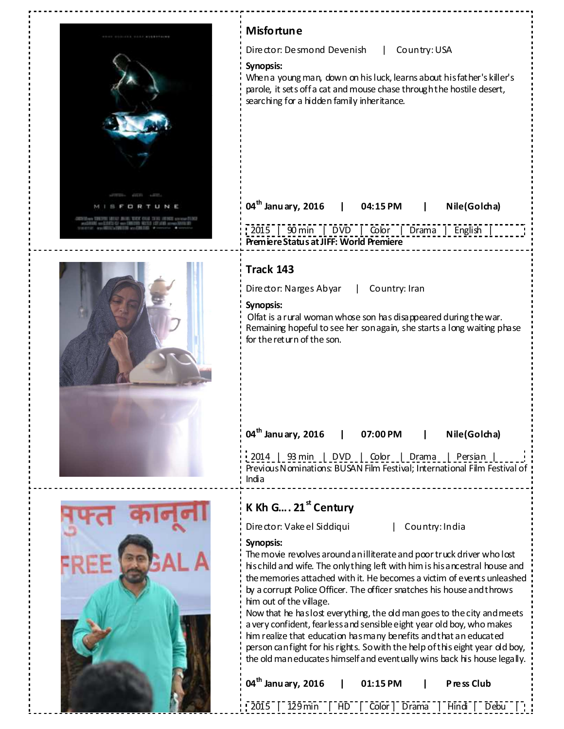## Misfortune

Director: Desmond Devenish | Country: USA

**Synopsis:**

When a young man, down on his luck, learns about his father's killer's parole, it sets off a cat and mouse chase through the hostile desert, searching for a hidden family inheritance.

**04th January, 2016 | 04:15 PM | Nile(Golcha)**

| 2015 | 90 min | DVD | Color | Drama | English |

**Premiere Status at JIFF: World Premiere**

## Track 143

Director: Narges Abyar | Country: Iran

**Synopsis:**

Olfat is a rural woman whose son has disappeared during the war. Remaining hopeful to see her son again, she starts a long waiting phase for the return of the son.

**04th January, 2016 | 07:00 PM | Nile(Golcha)**

| 2014 | 93 min | DVD | Color | Drama | Persian |

Previous Nominations: BUSAN Film Festival; International Film Festival of India

## K Kh G.... 21st Century

Director: Vakeel Siddiqui | Country: India

**Synopsis:**

The movie revolves around an illiterate and poor truck driver who lost his child and wife. The only thing left with him is his ancestral house and the memories attached with it. He becomes a victim of events unleashed by a corrupt Police Officer. The officer snatches his house and throws him out of the village.

Now that he has lost everything, the old man goes to the city and meets a very confident, fearless and sensible eight year old boy, who makes him realize that education has many benefits and that an educated person can fight for his rights. So with the help of this eight year old boy, the old man educates himself and eventually wins back his house legally.

**04th January, 2016 | 01:15 PM | Press Club**

| 2015 | 129 min | HD | Color | Drama | Hindi | Debu |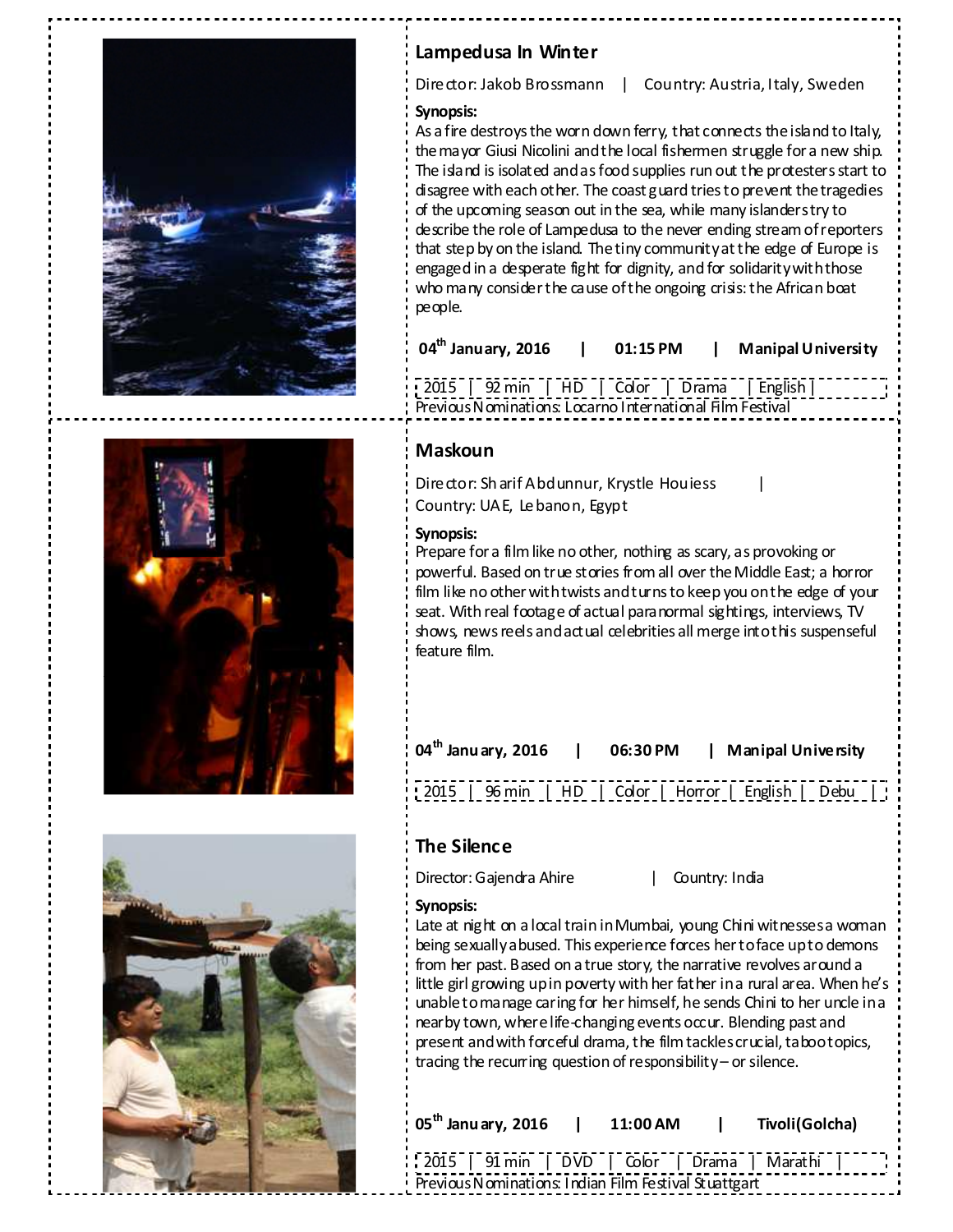## Lampedusa In Winter

Director: Jakob Brossmann | Country: Austria, Italy, Sweden

**Synopsis:**
As a fire destroys the worn down ferry, that connects the island to Italy, the mayor Giusi Nicolini and the local fishermen struggle for a new ship. The island is isolated and as food supplies run out the protesters start to disagree with each other. The coast guard tries to prevent the tragedies of the upcoming season out in the sea, while many islanders try to describe the role of Lampedusa to the never ending stream of reporters that step by on the island. The tiny community at the edge of Europe is engaged in a desperate fight for dignity, and for solidarity with those who many consider the cause of the ongoing crisis: the African boat people.

**04th January, 2016 | 01:15 PM | Manipal University**

| 2015 | 92 min | HD | Color | Drama | English |

Previous Nominations: Locarno International Film Festival

## Maskoun

Director: Sharif Abdunnur, Krystle Houiess |
Country: UAE, Lebanon, Egypt

**Synopsis:**
Prepare for a film like no other, nothing as scary, as provoking or powerful. Based on true stories from all over the Middle East; a horror film like no other with twists and turns to keep you on the edge of your seat. With real footage of actual paranormal sightings, interviews, TV shows, news reels and actual celebrities all merge into this suspenseful feature film.

**04th January, 2016 | 06:30 PM | Manipal University**

| 2015 | 96 min | HD | Color | Horror | English | Debu |

## The Silence

Director: Gajendra Ahire | Country: India

**Synopsis:**
Late at night on a local train in Mumbai, young Chini witnesses a woman being sexually abused. This experience forces her to face up to demons from her past. Based on a true story, the narrative revolves around a little girl growing up in poverty with her father in a rural area. When he's unable to manage caring for her himself, he sends Chini to her uncle in a nearby town, where life-changing events occur. Blending past and present and with forceful drama, the film tackles crucial, taboo topics, tracing the recurring question of responsibility – or silence.

**05th January, 2016 | 11:00 AM | Tivoli(Golcha)**

| 2015 | 91 min | DVD | Color | Drama | Marathi |

Previous Nominations: Indian Film Festival Stuattgart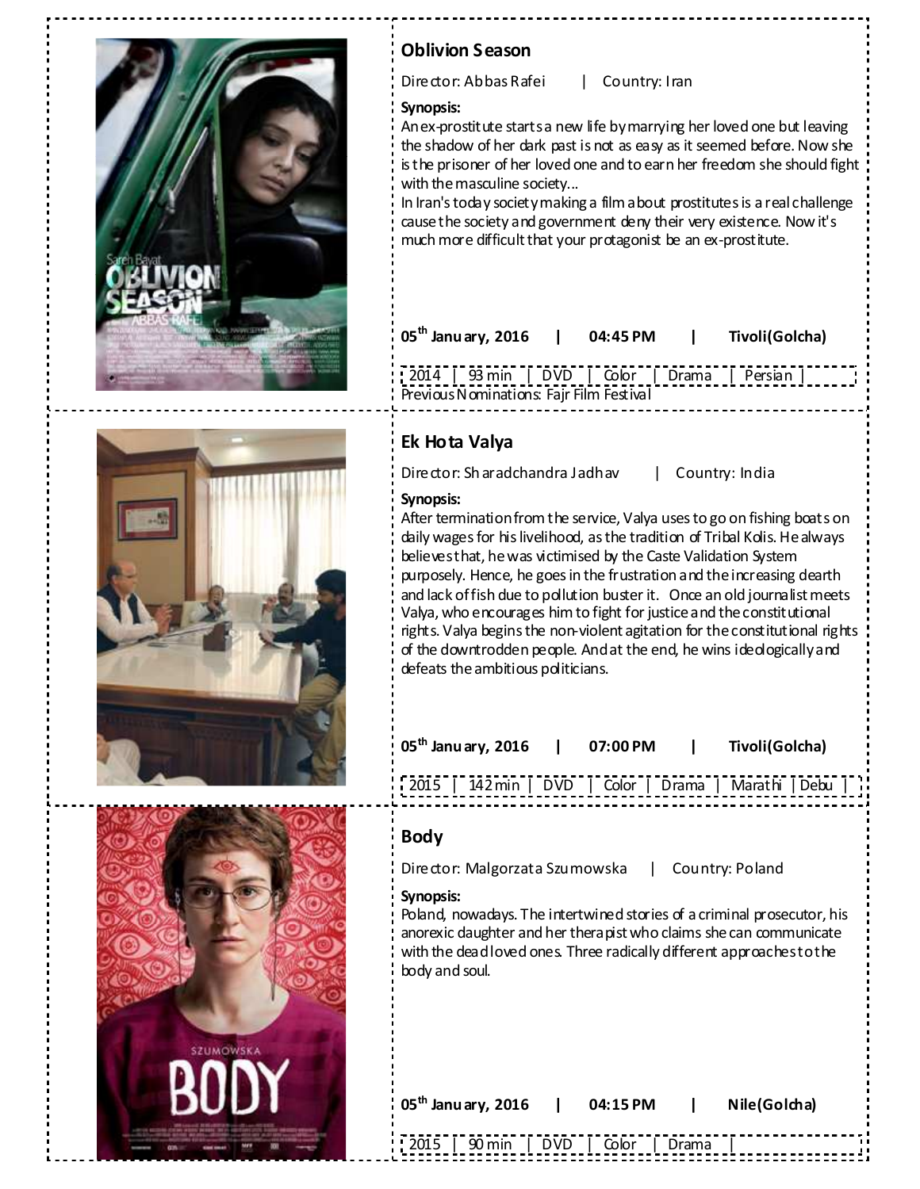## Oblivion Season

Director: Abbas Rafei | Country: Iran

**Synopsis:**

An ex-prostitute starts a new life by marrying her loved one but leaving the shadow of her dark past is not as easy as it seemed before. Now she is the prisoner of her loved one and to earn her freedom she should fight with the masculine society...

In Iran's today society making a film about prostitutes is a real challenge cause the society and government deny their very existence. Now it's much more difficult that your protagonist be an ex-prostitute.

**05th January, 2016 | 04:45 PM | Tivoli(Golcha)**

| 2014 | 93 min | DVD | Color | Drama | Persian |

Previous Nominations: Fajr Film Festival

## Ek Hota Valya

Director: Sharadchandra Jadhav | Country: India

**Synopsis:**

After termination from the service, Valya uses to go on fishing boats on daily wages for his livelihood, as the tradition of Tribal Kolis. He always believes that, he was victimised by the Caste Validation System purposely. Hence, he goes in the frustration and the increasing dearth and lack of fish due to pollution buster it. Once an old journalist meets Valya, who encourages him to fight for justice and the constitutional rights. Valya begins the non-violent agitation for the constitutional rights of the downtrodden people. And at the end, he wins ideologically and defeats the ambitious politicians.

**05th January, 2016 | 07:00 PM | Tivoli(Golcha)**

| 2015 | 142 min | DVD | Color | Drama | Marathi | Debu |

## Body

Director: Malgorzata Szumowska | Country: Poland

**Synopsis:**

Poland, nowadays. The intertwined stories of a criminal prosecutor, his anorexic daughter and her therapist who claims she can communicate with the dead loved ones. Three radically different approaches to the body and soul.

**05th January, 2016 | 04:15 PM | Nile(Golcha)**

| 2015 | 90 min | DVD | Color | Drama |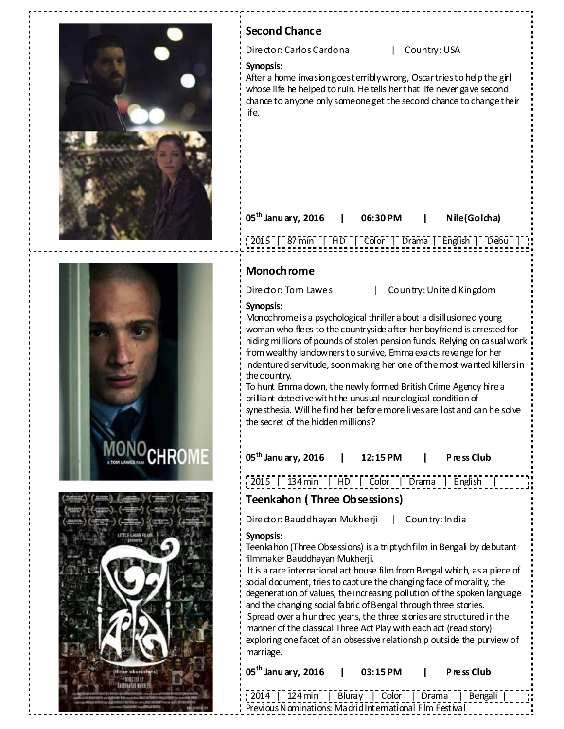## Second Chance

Director: Carlos Cardona | Country: USA

**Synopsis:**
After a home invasion goes terribly wrong, Oscar tries to help the girl whose life he helped to ruin. He tells her that life never gave second chance to anyone only someone get the second chance to change their life.

**05th January, 2016 | 06:30 PM | Nile(Golcha)**

| 2015 | 87 min | HD | Color | Drama | English | Debu |
|---|---|---|---|---|---|---|

## Monochrome

Director: Tom Lawes | Country: United Kingdom

**Synopsis:**
Monochrome is a psychological thriller about a disillusioned young woman who flees to the countryside after her boyfriend is arrested for hiding millions of pounds of stolen pension funds. Relying on casual work from wealthy landowners to survive, Emma exacts revenge for her indentured servitude, soon making her one of the most wanted killers in the country.
To hunt Emma down, the newly formed British Crime Agency hire a brilliant detective with the unusual neurological condition of synesthesia. Will he find her before more lives are lost and can he solve the secret of the hidden millions?

**05th January, 2016 | 12:15 PM | Press Club**

| 2015 | 134 min | HD | Color | Drama | English |
|---|---|---|---|---|---|

## Teenkahon ( Three Obsessions)

Director: Bauddhayan Mukherji | Country: India

**Synopsis:**
Teenkahon (Three Obsessions) is a triptych film in Bengali by debutant filmmaker Bauddhayan Mukherji.
It is a rare international art house film from Bengal which, as a piece of social document, tries to capture the changing face of morality, the degeneration of values, the increasing pollution of the spoken language and the changing social fabric of Bengal through three stories.
Spread over a hundred years, the three stories are structured in the manner of the classical Three Act Play with each act (read story) exploring one facet of an obsessive relationship outside the purview of marriage.

**05th January, 2016 | 03:15 PM | Press Club**

| 2014 | 124 min | Bluray | Color | Drama | Bengali |
|---|---|---|---|---|---|

Previous Nominations: Madrid International Film Festival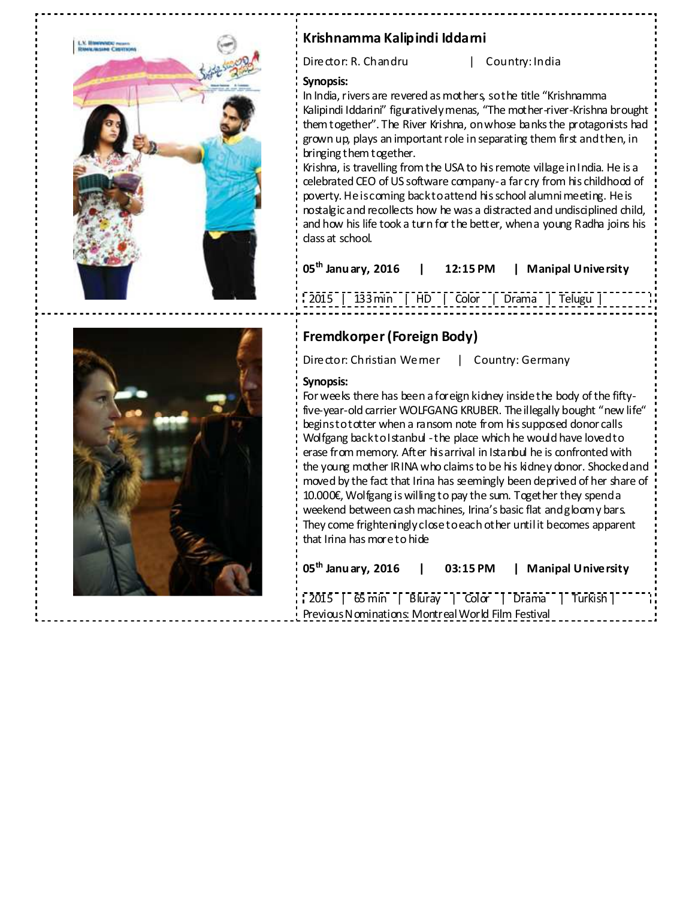## Krishnamma Kalipindi Iddarni

Director: R. Chandru | Country: India

**Synopsis:**
In India, rivers are revered as mothers, so the title "Krishnamma Kalipindi Iddarini" figuratively menas, "The mother-river-Krishna brought them together". The River Krishna, on whose banks the protagonists had grown up, plays an important role in separating them first and then, in bringing them together.
Krishna, is travelling from the USA to his remote village in India. He is a celebrated CEO of US software company- a far cry from his childhood of poverty. He is coming back to attend his school alumni meeting. He is nostalgic and recollects how he was a distracted and undisciplined child, and how his life took a turn for the better, when a young Radha joins his class at school.

**05th January, 2016 | 12:15 PM | Manipal University**

2015 | 133 min | HD | Color | Drama | Telugu |

## Fremdkorper (Foreign Body)

Director: Christian Werner | Country: Germany

**Synopsis:**
For weeks there has been a foreign kidney inside the body of the fifty-five-year-old carrier WOLFGANG KRUBER. The illegally bought "new life" begins to totter when a ransom note from his supposed donor calls Wolfgang back to Istanbul - the place which he would have loved to erase from memory. After his arrival in Istanbul he is confronted with the young mother IRINA who claims to be his kidney donor. Shocked and moved by the fact that Irina has seemingly been deprived of her share of 10.000€, Wolfgang is willing to pay the sum. Together they spend a weekend between cash machines, Irina's basic flat and gloomy bars. They come frighteningly close to each other until it becomes apparent that Irina has more to hide

**05th January, 2016 | 03:15 PM | Manipal University**

2015 | 65 min | Bluray | Color | Drama | Turkish |
Previous Nominations: Montreal World Film Festival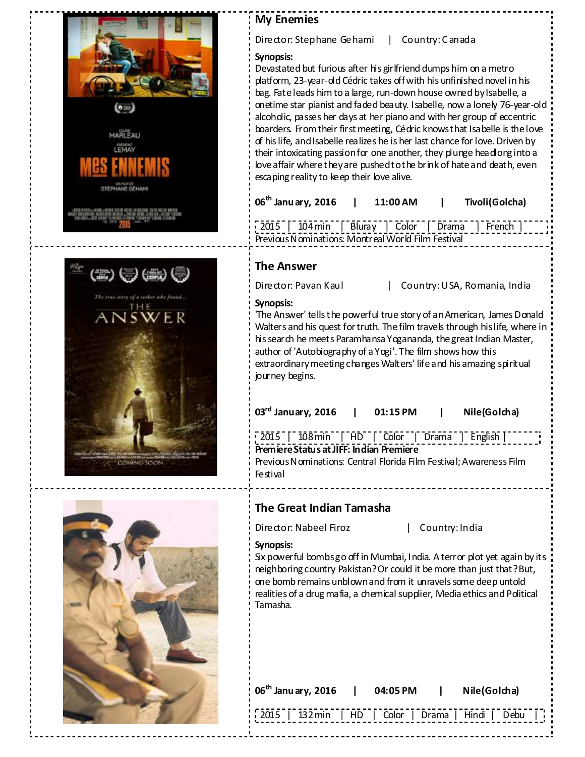## My Enemies

Director: Stephane Gehami | Country: Canada

**Synopsis:**
Devastated but furious after his girlfriend dumps him on a metro platform, 23-year-old Cédric takes off with his unfinished novel in his bag. Fate leads him to a large, run-down house owned by Isabelle, a onetime star pianist and faded beauty. Isabelle, now a lonely 76-year-old alcoholic, passes her days at her piano and with her group of eccentric boarders. From their first meeting, Cédric knows that Isabelle is the love of his life, and Isabelle realizes he is her last chance for love. Driven by their intoxicating passion for one another, they plunge headlong into a love affair where they are pushed to the brink of hate and death, even escaping reality to keep their love alive.

**06th January, 2016 | 11:00 AM | Tivoli(Golcha)**

2015 | 104 min | Bluray | Color | Drama | French |

Previous Nominations: Montreal World Film Festival

## The Answer

Director: Pavan Kaul | Country: USA, Romania, India

**Synopsis:**
'The Answer' tells the powerful true story of an American, James Donald Walters and his quest for truth. The film travels through his life, where in his search he meets Paramhansa Yogananda, the great Indian Master, author of 'Autobiography of a Yogi'. The film shows how this extraordinary meeting changes Walters' life and his amazing spiritual journey begins.

**03rd January, 2016 | 01:15 PM | Nile(Golcha)**

2015 | 108 min | HD | Color | Drama | English |

**Premiere Status at JIFF: Indian Premiere**

Previous Nominations: Central Florida Film Festival; Awareness Film Festival

## The Great Indian Tamasha

Director: Nabeel Firoz | Country: India

**Synopsis:**
Six powerful bombs go off in Mumbai, India. A terror plot yet again by its neighboring country Pakistan? Or could it be more than just that? But, one bomb remains unblown and from it unravels some deep untold realities of a drug mafia, a chemical supplier, Media ethics and Political Tamasha.

**06th January, 2016 | 04:05 PM | Nile(Golcha)**

2015 | 132 min | HD | Color | Drama | Hindi | Debu |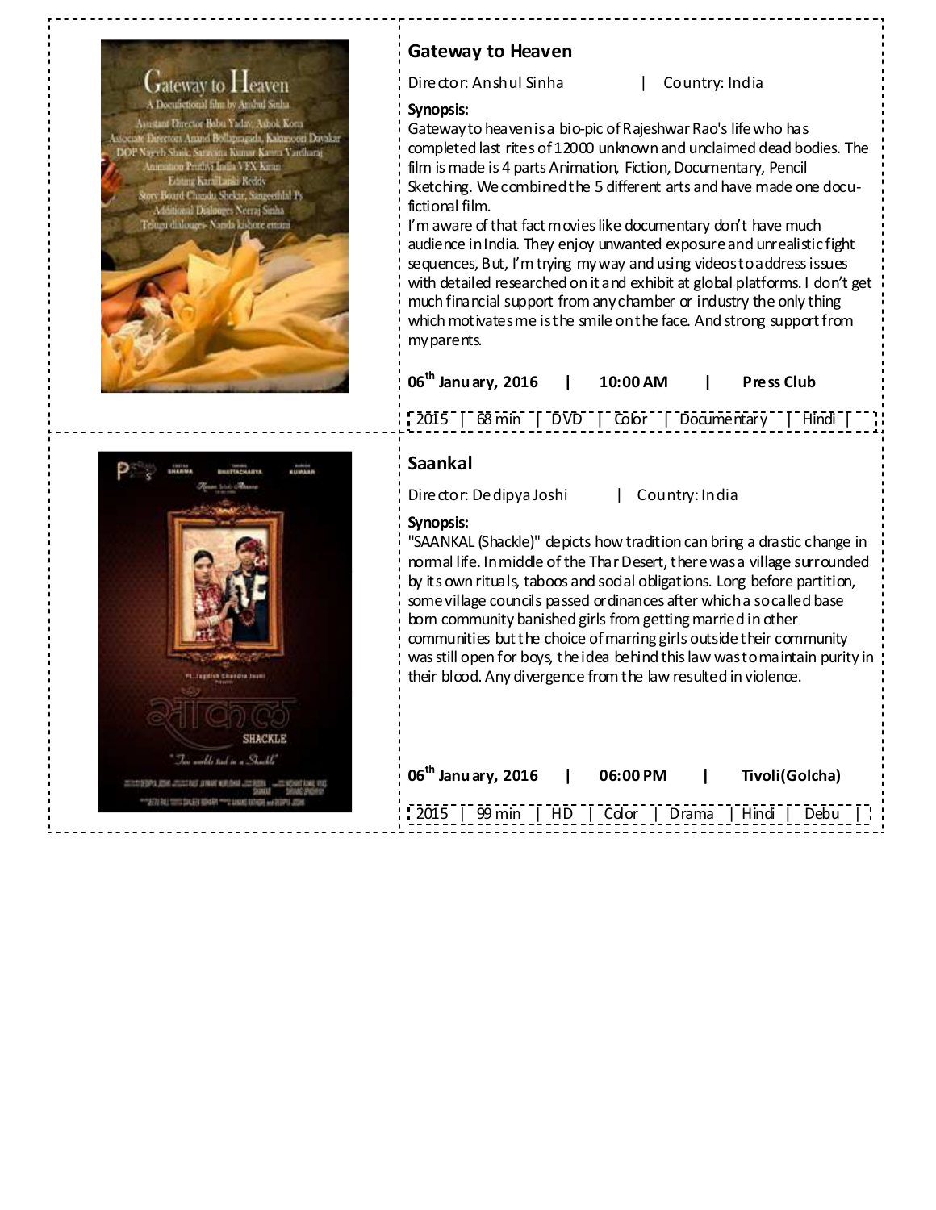## Gateway to Heaven

Director: Anshul Sinha | Country: India

**Synopsis:**

Gateway to heaven is a bio-pic of Rajeshwar Rao's life who has completed last rites of 12000 unknown and unclaimed dead bodies. The film is made is 4 parts Animation, Fiction, Documentary, Pencil Sketching. We combined the 5 different arts and have made one docu-fictional film.

I'm aware of that fact movies like documentary don't have much audience in India. They enjoy unwanted exposure and unrealistic fight sequences, But, I'm trying my way and using videos to address issues with detailed researched on it and exhibit at global platforms. I don't get much financial support from any chamber or industry the only thing which motivates me is the smile on the face. And strong support from my parents.

**06th January, 2016 | 10:00 AM | Press Club**

| 2015 | 68 min | DVD | Color | Documentary | Hindi |
|---|---|---|---|---|---|

## Saankal

Director: Dedipya Joshi | Country: India

**Synopsis:**

"SAANKAL (Shackle)" depicts how tradition can bring a drastic change in normal life. In middle of the Thar Desert, there was a village surrounded by its own rituals, taboos and social obligations. Long before partition, some village councils passed ordinances after which a so called base born community banished girls from getting married in other communities but the choice of marring girls outside their community was still open for boys, the idea behind this law was to maintain purity in their blood. Any divergence from the law resulted in violence.

**06th January, 2016 | 06:00 PM | Tivoli(Golcha)**

| 2015 | 99 min | HD | Color | Drama | Hindi | Debu |
|---|---|---|---|---|---|---|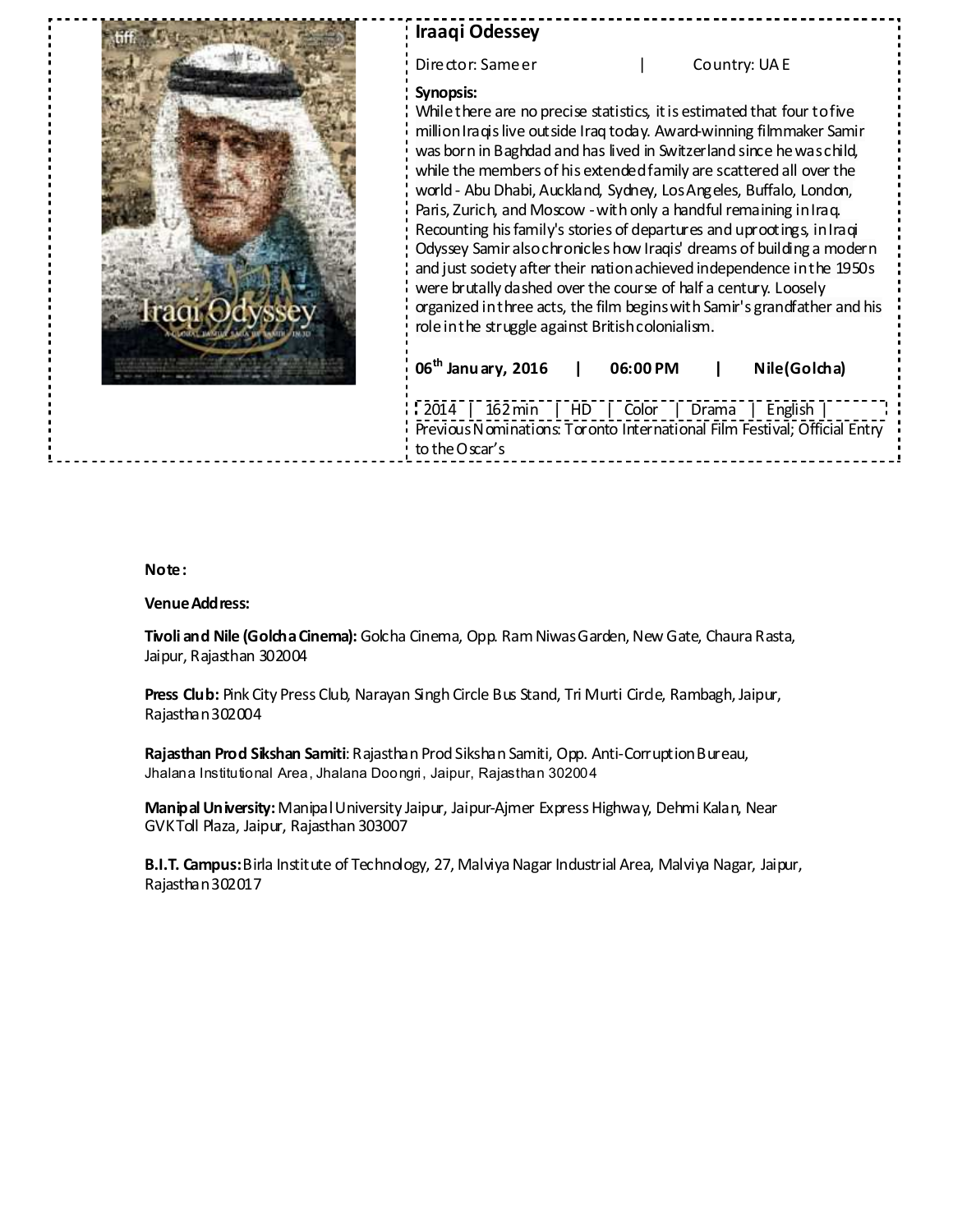## Iraaqi Odessey

Director: Sameer | Country: UAE

**Synopsis:**
While there are no precise statistics, it is estimated that four to five million Iraqis live outside Iraq today. Award-winning filmmaker Samir was born in Baghdad and has lived in Switzerland since he was child, while the members of his extended family are scattered all over the world - Abu Dhabi, Auckland, Sydney, Los Angeles, Buffalo, London, Paris, Zurich, and Moscow - with only a handful remaining in Iraq. Recounting his family's stories of departures and uprootings, in Iraqi Odyssey Samir also chronicles how Iraqis' dreams of building a modern and just society after their nation achieved independence in the 1950s were brutally dashed over the course of half a century. Loosely organized in three acts, the film begins with Samir's grandfather and his role in the struggle against British colonialism.

**06th January, 2016 | 06:00 PM | Nile (Golcha)**

2014 | 162 min | HD | Color | Drama | English |

Previous Nominations: Toronto International Film Festival; Official Entry to the Oscar's

**Note:**

**Venue Address:**

**Tivoli and Nile (Golcha Cinema):** Golcha Cinema, Opp. Ram Niwas Garden, New Gate, Chaura Rasta, Jaipur, Rajasthan 302004

**Press Club:** Pink City Press Club, Narayan Singh Circle Bus Stand, Tri Murti Circle, Rambagh, Jaipur, Rajasthan 302004

**Rajasthan Prod Sikshan Samiti**: Rajasthan Prod Sikshan Samiti, Opp. Anti-Corruption Bureau, Jhalana Institutional Area, Jhalana Doongri, Jaipur, Rajasthan 302004

**Manipal University:** Manipal University Jaipur, Jaipur-Ajmer Express Highway, Dehmi Kalan, Near GVK Toll Plaza, Jaipur, Rajasthan 303007

**B.I.T. Campus:** Birla Institute of Technology, 27, Malviya Nagar Industrial Area, Malviya Nagar, Jaipur, Rajasthan 302017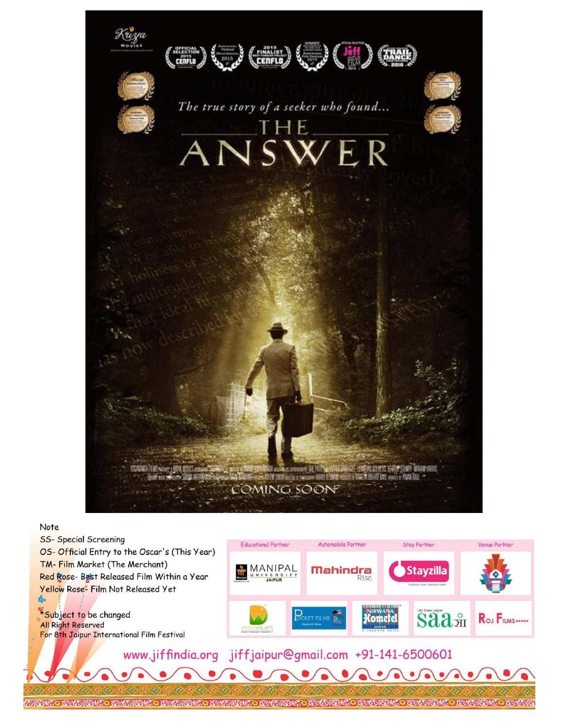Kriya Movies

The true story of a seeker who found...

# THE ANSWER

COMING SOON

Note

SS- Special Screening

OS- Official Entry to the Oscar's (This Year)

TM- Film Market (The Merchant)

Red Rose- Best Released Film Within a Year

Yellow Rose- Film Not Released Yet

*Subject to be changed

All Right Reserved

For 8th Jaipur International Film Festival

| Educational Partner | Automobile Partner | Stay Partner | Venue Partner |
|---|---|---|---|
| Manipal University Jaipur | Mahindra Rise. | Stayzilla | |
| Dream Wallets | Pocket Films | Nirwana Hometel Jaipur | city frame jaipur saa सा |
| Roj Films | | | |

www.jiffindia.org jiffjaipur@gmail.com +91-141-6500601